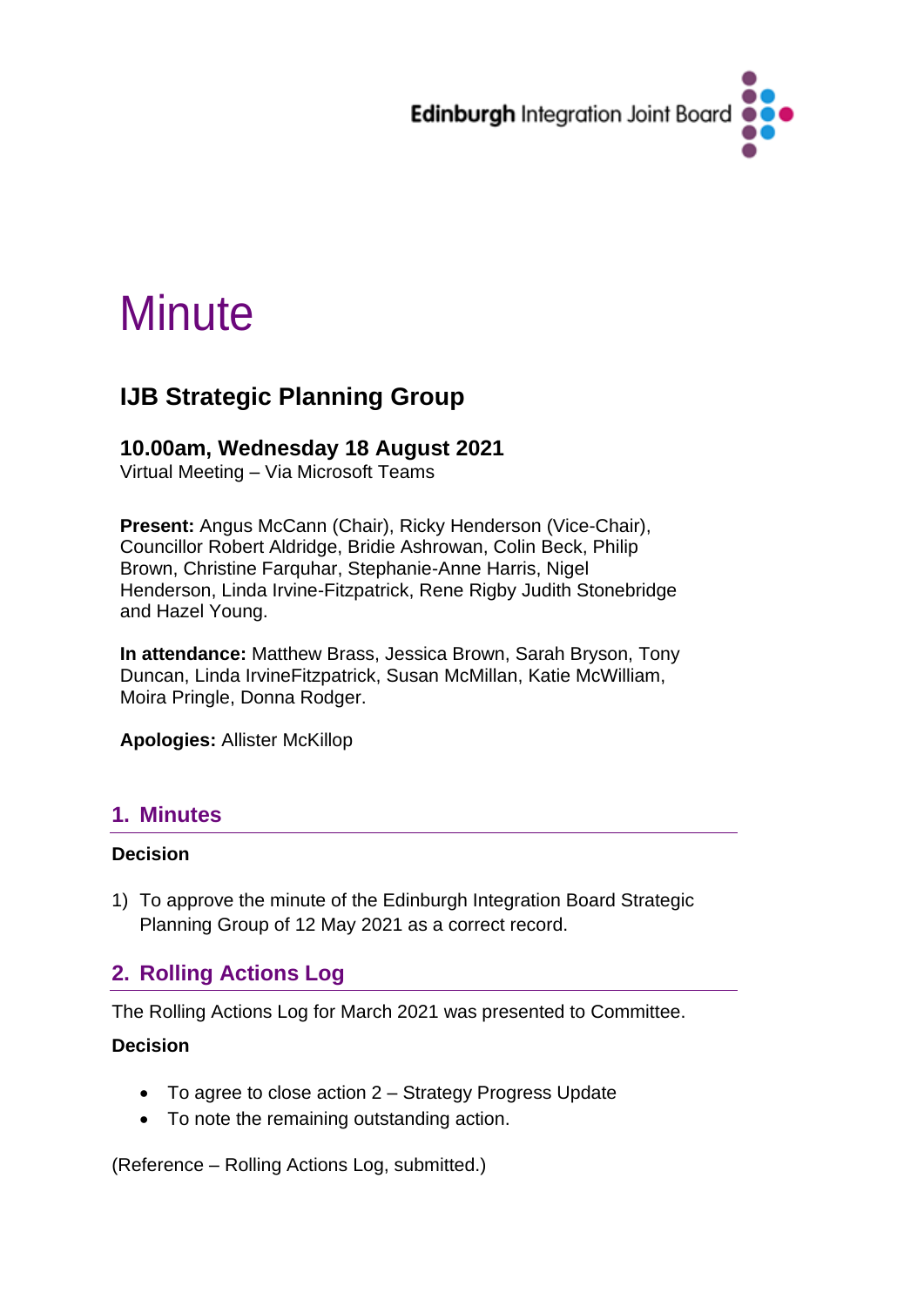Edinburgh Integration Joint Board

# Minute

## IJB Strategic Planning Group

### 10.00am, Wednesday 18 August 2021

Virtual Meeting – Via Microsoft Teams

**Present:** Angus McCann (Chair), Ricky Henderson (Vice-Chair), Councillor Robert Aldridge, Bridie Ashrowan, Colin Beck, Philip Brown, Christine Farquhar, Stephanie-Anne Harris, Nigel Henderson, Linda Irvine-Fitzpatrick, Rene Rigby Judith Stonebridge and Hazel Young.

**In attendance:** Matthew Brass, Jessica Brown, Sarah Bryson, Tony Duncan, Linda IrvineFitzpatrick, Susan McMillan, Katie McWilliam, Moira Pringle, Donna Rodger.

**Apologies:** Allister McKillop

## 1. Minutes

**Decision**

1) To approve the minute of the Edinburgh Integration Board Strategic Planning Group of 12 May 2021 as a correct record.

## 2. Rolling Actions Log

The Rolling Actions Log for March 2021 was presented to Committee.

**Decision**

- To agree to close action 2 – Strategy Progress Update
- To note the remaining outstanding action.

(Reference – Rolling Actions Log, submitted.)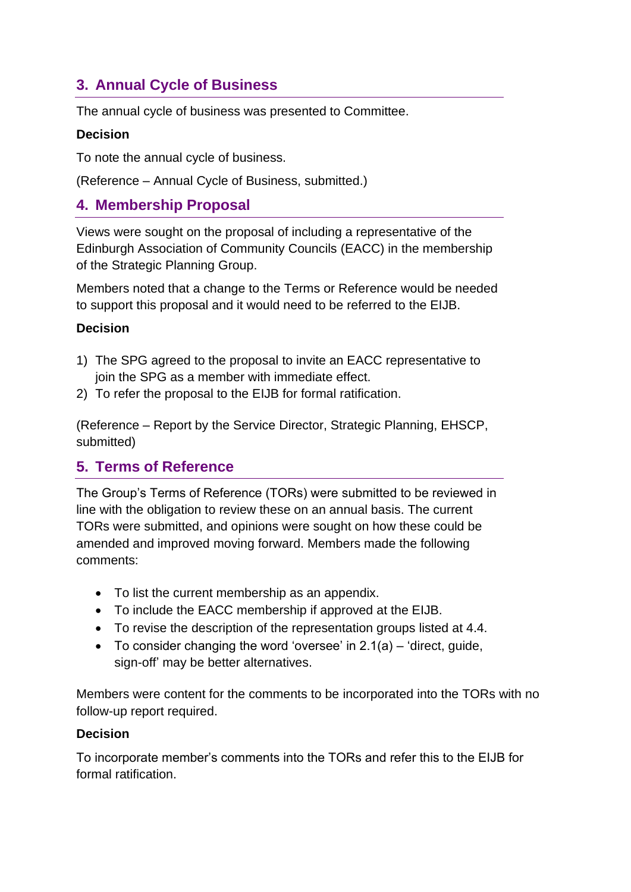## 3. Annual Cycle of Business

The annual cycle of business was presented to Committee.

**Decision**

To note the annual cycle of business.

(Reference – Annual Cycle of Business, submitted.)

## 4. Membership Proposal

Views were sought on the proposal of including a representative of the Edinburgh Association of Community Councils (EACC) in the membership of the Strategic Planning Group.

Members noted that a change to the Terms or Reference would be needed to support this proposal and it would need to be referred to the EIJB.

**Decision**

1) The SPG agreed to the proposal to invite an EACC representative to join the SPG as a member with immediate effect.
2) To refer the proposal to the EIJB for formal ratification.

(Reference – Report by the Service Director, Strategic Planning, EHSCP, submitted)

## 5. Terms of Reference

The Group's Terms of Reference (TORs) were submitted to be reviewed in line with the obligation to review these on an annual basis. The current TORs were submitted, and opinions were sought on how these could be amended and improved moving forward. Members made the following comments:

- To list the current membership as an appendix.
- To include the EACC membership if approved at the EIJB.
- To revise the description of the representation groups listed at 4.4.
- To consider changing the word 'oversee' in 2.1(a) – 'direct, guide, sign-off' may be better alternatives.

Members were content for the comments to be incorporated into the TORs with no follow-up report required.

**Decision**

To incorporate member's comments into the TORs and refer this to the EIJB for formal ratification.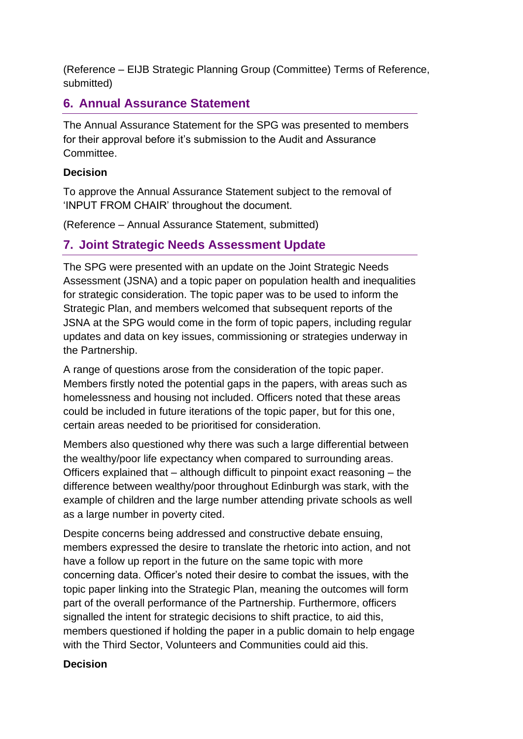(Reference – EIJB Strategic Planning Group (Committee) Terms of Reference, submitted)

## 6. Annual Assurance Statement

The Annual Assurance Statement for the SPG was presented to members for their approval before it's submission to the Audit and Assurance Committee.

**Decision**

To approve the Annual Assurance Statement subject to the removal of 'INPUT FROM CHAIR' throughout the document.

(Reference – Annual Assurance Statement, submitted)

## 7. Joint Strategic Needs Assessment Update

The SPG were presented with an update on the Joint Strategic Needs Assessment (JSNA) and a topic paper on population health and inequalities for strategic consideration. The topic paper was to be used to inform the Strategic Plan, and members welcomed that subsequent reports of the JSNA at the SPG would come in the form of topic papers, including regular updates and data on key issues, commissioning or strategies underway in the Partnership.

A range of questions arose from the consideration of the topic paper. Members firstly noted the potential gaps in the papers, with areas such as homelessness and housing not included. Officers noted that these areas could be included in future iterations of the topic paper, but for this one, certain areas needed to be prioritised for consideration.

Members also questioned why there was such a large differential between the wealthy/poor life expectancy when compared to surrounding areas. Officers explained that – although difficult to pinpoint exact reasoning – the difference between wealthy/poor throughout Edinburgh was stark, with the example of children and the large number attending private schools as well as a large number in poverty cited.

Despite concerns being addressed and constructive debate ensuing, members expressed the desire to translate the rhetoric into action, and not have a follow up report in the future on the same topic with more concerning data. Officer's noted their desire to combat the issues, with the topic paper linking into the Strategic Plan, meaning the outcomes will form part of the overall performance of the Partnership. Furthermore, officers signalled the intent for strategic decisions to shift practice, to aid this, members questioned if holding the paper in a public domain to help engage with the Third Sector, Volunteers and Communities could aid this.

**Decision**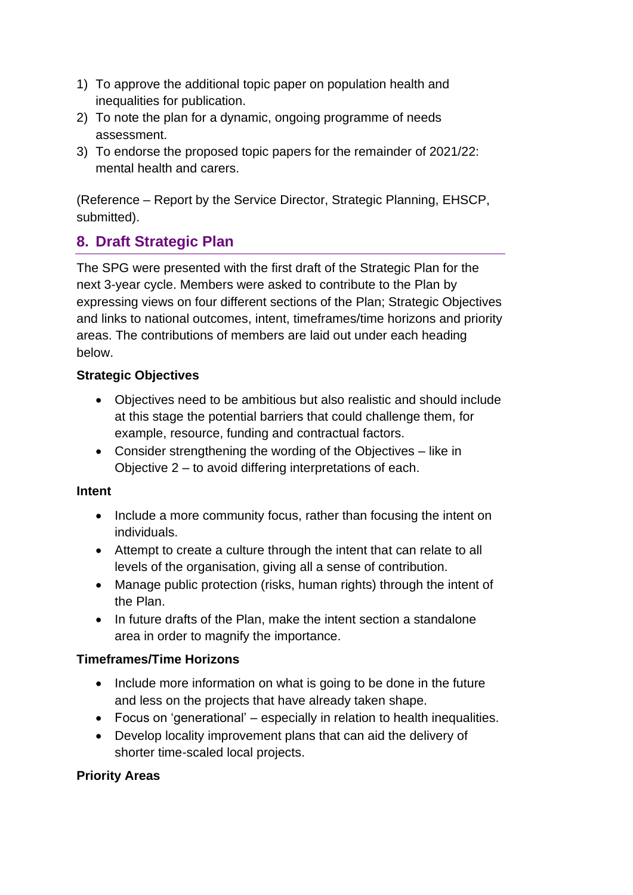1) To approve the additional topic paper on population health and inequalities for publication.
2) To note the plan for a dynamic, ongoing programme of needs assessment.
3) To endorse the proposed topic papers for the remainder of 2021/22: mental health and carers.

(Reference – Report by the Service Director, Strategic Planning, EHSCP, submitted).

## 8. Draft Strategic Plan

The SPG were presented with the first draft of the Strategic Plan for the next 3-year cycle. Members were asked to contribute to the Plan by expressing views on four different sections of the Plan; Strategic Objectives and links to national outcomes, intent, timeframes/time horizons and priority areas. The contributions of members are laid out under each heading below.

**Strategic Objectives**

- Objectives need to be ambitious but also realistic and should include at this stage the potential barriers that could challenge them, for example, resource, funding and contractual factors.
- Consider strengthening the wording of the Objectives – like in Objective 2 – to avoid differing interpretations of each.

**Intent**

- Include a more community focus, rather than focusing the intent on individuals.
- Attempt to create a culture through the intent that can relate to all levels of the organisation, giving all a sense of contribution.
- Manage public protection (risks, human rights) through the intent of the Plan.
- In future drafts of the Plan, make the intent section a standalone area in order to magnify the importance.

**Timeframes/Time Horizons**

- Include more information on what is going to be done in the future and less on the projects that have already taken shape.
- Focus on 'generational' – especially in relation to health inequalities.
- Develop locality improvement plans that can aid the delivery of shorter time-scaled local projects.

**Priority Areas**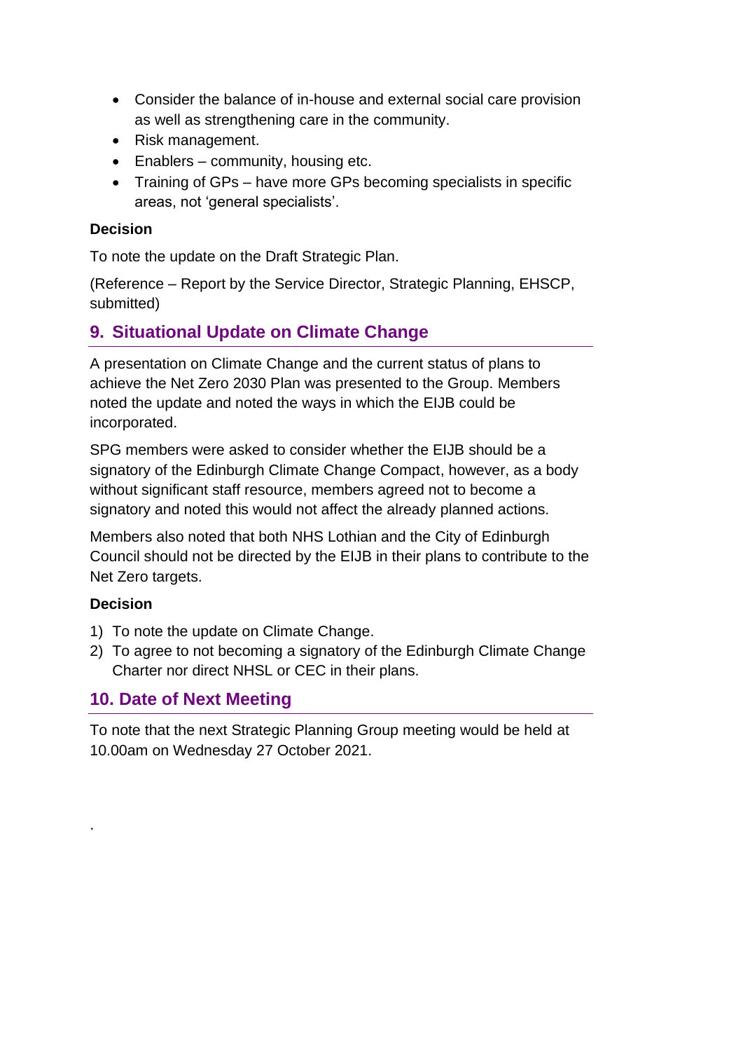- Consider the balance of in-house and external social care provision as well as strengthening care in the community.
- Risk management.
- Enablers – community, housing etc.
- Training of GPs – have more GPs becoming specialists in specific areas, not 'general specialists'.

**Decision**

To note the update on the Draft Strategic Plan.

(Reference – Report by the Service Director, Strategic Planning, EHSCP, submitted)

## 9. Situational Update on Climate Change

A presentation on Climate Change and the current status of plans to achieve the Net Zero 2030 Plan was presented to the Group. Members noted the update and noted the ways in which the EIJB could be incorporated.

SPG members were asked to consider whether the EIJB should be a signatory of the Edinburgh Climate Change Compact, however, as a body without significant staff resource, members agreed not to become a signatory and noted this would not affect the already planned actions.

Members also noted that both NHS Lothian and the City of Edinburgh Council should not be directed by the EIJB in their plans to contribute to the Net Zero targets.

**Decision**

1) To note the update on Climate Change.
2) To agree to not becoming a signatory of the Edinburgh Climate Change Charter nor direct NHSL or CEC in their plans.

## 10. Date of Next Meeting

To note that the next Strategic Planning Group meeting would be held at 10.00am on Wednesday 27 October 2021.

.